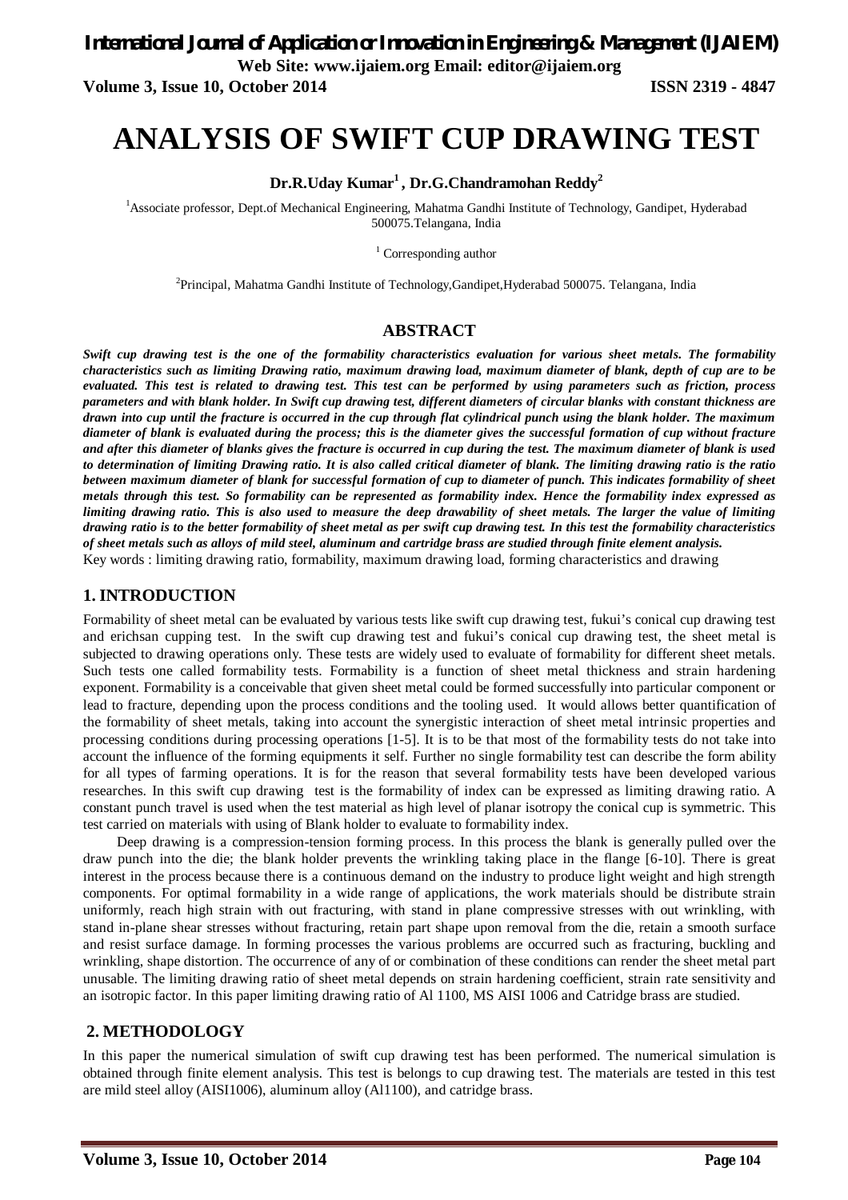# ANALYSIS OF SWIFT CUP DRAWING TEST

**Dr.R.Uday Kumar[1] , Dr.G.Chandramohan Reddy[2]**

[1]Associate professor, Dept.of Mechanical Engineering, Mahatma Gandhi Institute of Technology, Gandipet, Hyderabad 500075.Telangana, India

[1] Corresponding author

[2]Principal, Mahatma Gandhi Institute of Technology,Gandipet,Hyderabad 500075. Telangana, India

## ABSTRACT

***Swift cup drawing test is the one of the formability characteristics evaluation for various sheet metals. The formability characteristics such as limiting Drawing ratio, maximum drawing load, maximum diameter of blank, depth of cup are to be evaluated. This test is related to drawing test. This test can be performed by using parameters such as friction, process parameters and with blank holder. In Swift cup drawing test, different diameters of circular blanks with constant thickness are drawn into cup until the fracture is occurred in the cup through flat cylindrical punch using the blank holder. The maximum diameter of blank is evaluated during the process; this is the diameter gives the successful formation of cup without fracture and after this diameter of blanks gives the fracture is occurred in cup during the test. The maximum diameter of blank is used to determination of limiting Drawing ratio. It is also called critical diameter of blank. The limiting drawing ratio is the ratio between maximum diameter of blank for successful formation of cup to diameter of punch. This indicates formability of sheet metals through this test. So formability can be represented as formability index. Hence the formability index expressed as limiting drawing ratio. This is also used to measure the deep drawability of sheet metals. The larger the value of limiting drawing ratio is to the better formability of sheet metal as per swift cup drawing test. In this test the formability characteristics of sheet metals such as alloys of mild steel, aluminum and cartridge brass are studied through finite element analysis.***

Key words : limiting drawing ratio, formability, maximum drawing load, forming characteristics and drawing

## 1. INTRODUCTION

Formability of sheet metal can be evaluated by various tests like swift cup drawing test, fukui's conical cup drawing test and erichsan cupping test. In the swift cup drawing test and fukui's conical cup drawing test, the sheet metal is subjected to drawing operations only. These tests are widely used to evaluate of formability for different sheet metals. Such tests one called formability tests. Formability is a function of sheet metal thickness and strain hardening exponent. Formability is a conceivable that given sheet metal could be formed successfully into particular component or lead to fracture, depending upon the process conditions and the tooling used. It would allows better quantification of the formability of sheet metals, taking into account the synergistic interaction of sheet metal intrinsic properties and processing conditions during processing operations [1-5]. It is to be that most of the formability tests do not take into account the influence of the forming equipments it self. Further no single formability test can describe the form ability for all types of farming operations. It is for the reason that several formability tests have been developed various researches. In this swift cup drawing test is the formability of index can be expressed as limiting drawing ratio. A constant punch travel is used when the test material as high level of planar isotropy the conical cup is symmetric. This test carried on materials with using of Blank holder to evaluate to formability index.

Deep drawing is a compression-tension forming process. In this process the blank is generally pulled over the draw punch into the die; the blank holder prevents the wrinkling taking place in the flange [6-10]. There is great interest in the process because there is a continuous demand on the industry to produce light weight and high strength components. For optimal formability in a wide range of applications, the work materials should be distribute strain uniformly, reach high strain with out fracturing, with stand in plane compressive stresses with out wrinkling, with stand in-plane shear stresses without fracturing, retain part shape upon removal from the die, retain a smooth surface and resist surface damage. In forming processes the various problems are occurred such as fracturing, buckling and wrinkling, shape distortion. The occurrence of any of or combination of these conditions can render the sheet metal part unusable. The limiting drawing ratio of sheet metal depends on strain hardening coefficient, strain rate sensitivity and an isotropic factor. In this paper limiting drawing ratio of Al 1100, MS AISI 1006 and Catridge brass are studied.

## 2. METHODOLOGY

In this paper the numerical simulation of swift cup drawing test has been performed. The numerical simulation is obtained through finite element analysis. This test is belongs to cup drawing test. The materials are tested in this test are mild steel alloy (AISI1006), aluminum alloy (Al1100), and catridge brass.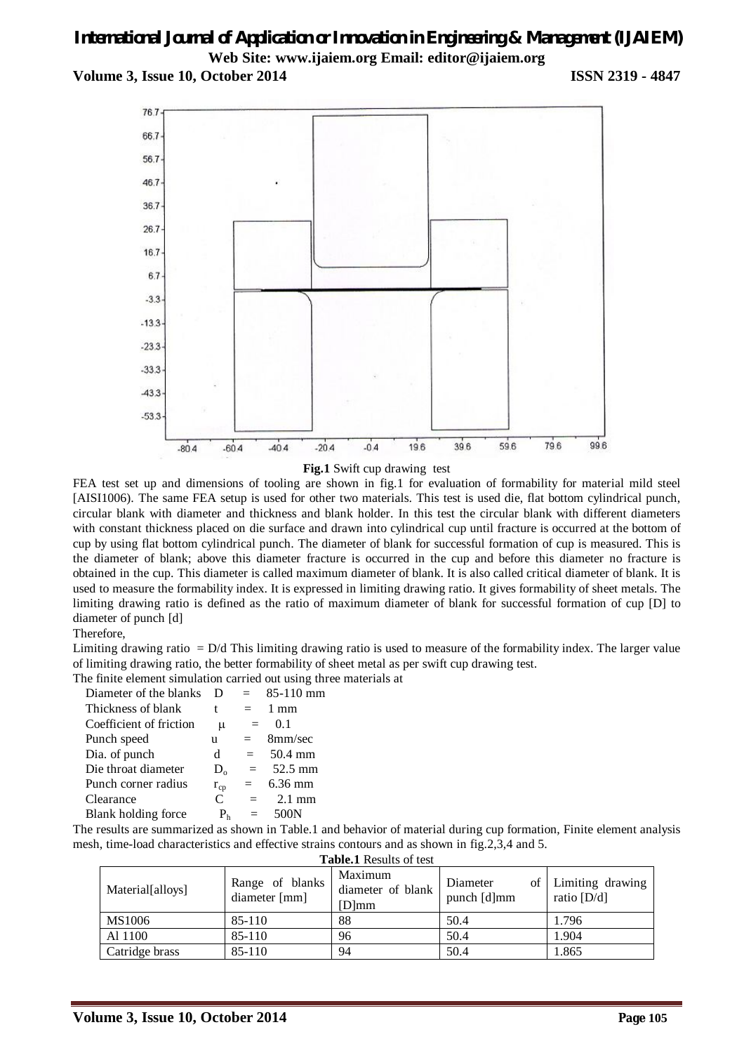**Fig.1** Swift cup drawing test

FEA test set up and dimensions of tooling are shown in fig.1 for evaluation of formability for material mild steel [AISI1006). The same FEA setup is used for other two materials. This test is used die, flat bottom cylindrical punch, circular blank with diameter and thickness and blank holder. In this test the circular blank with different diameters with constant thickness placed on die surface and drawn into cylindrical cup until fracture is occurred at the bottom of cup by using flat bottom cylindrical punch. The diameter of blank for successful formation of cup is measured. This is the diameter of blank; above this diameter fracture is occurred in the cup and before this diameter no fracture is obtained in the cup. This diameter is called maximum diameter of blank. It is also called critical diameter of blank. It is used to measure the formability index. It is expressed in limiting drawing ratio. It gives formability of sheet metals. The limiting drawing ratio is defined as the ratio of maximum diameter of blank for successful formation of cup [D] to diameter of punch [d]

Therefore,

Limiting drawing ratio = D/d This limiting drawing ratio is used to measure of the formability index. The larger value of limiting drawing ratio, the better formability of sheet metal as per swift cup drawing test.

The finite element simulation carried out using three materials at

| | | | |
|---|---|---|---|
| Diameter of the blanks | $D$ | = | 85-110 mm |
| Thickness of blank | $t$ | = | 1 mm |
| Coefficient of friction | $\mu$ | = | 0.1 |
| Punch speed | $u$ | = | 8mm/sec |
| Dia. of punch | $d$ | = | 50.4 mm |
| Die throat diameter | $D_o$ | = | 52.5 mm |
| Punch corner radius | $r_{cp}$ | = | 6.36 mm |
| Clearance | $C$ | = | 2.1 mm |
| Blank holding force | $P_h$ | = | 500N |

The results are summarized as shown in Table.1 and behavior of material during cup formation, Finite element analysis mesh, time-load characteristics and effective strains contours and as shown in fig.2,3,4 and 5.

**Table.1** Results of test

| Material[alloys] | Range of blanks diameter [mm] | Maximum diameter of blank [D]mm | Diameter of punch [d]mm | Limiting drawing ratio [D/d] |
|---|---|---|---|---|
| MS1006 | 85-110 | 88 | 50.4 | 1.796 |
| Al 1100 | 85-110 | 96 | 50.4 | 1.904 |
| Catridge brass | 85-110 | 94 | 50.4 | 1.865 |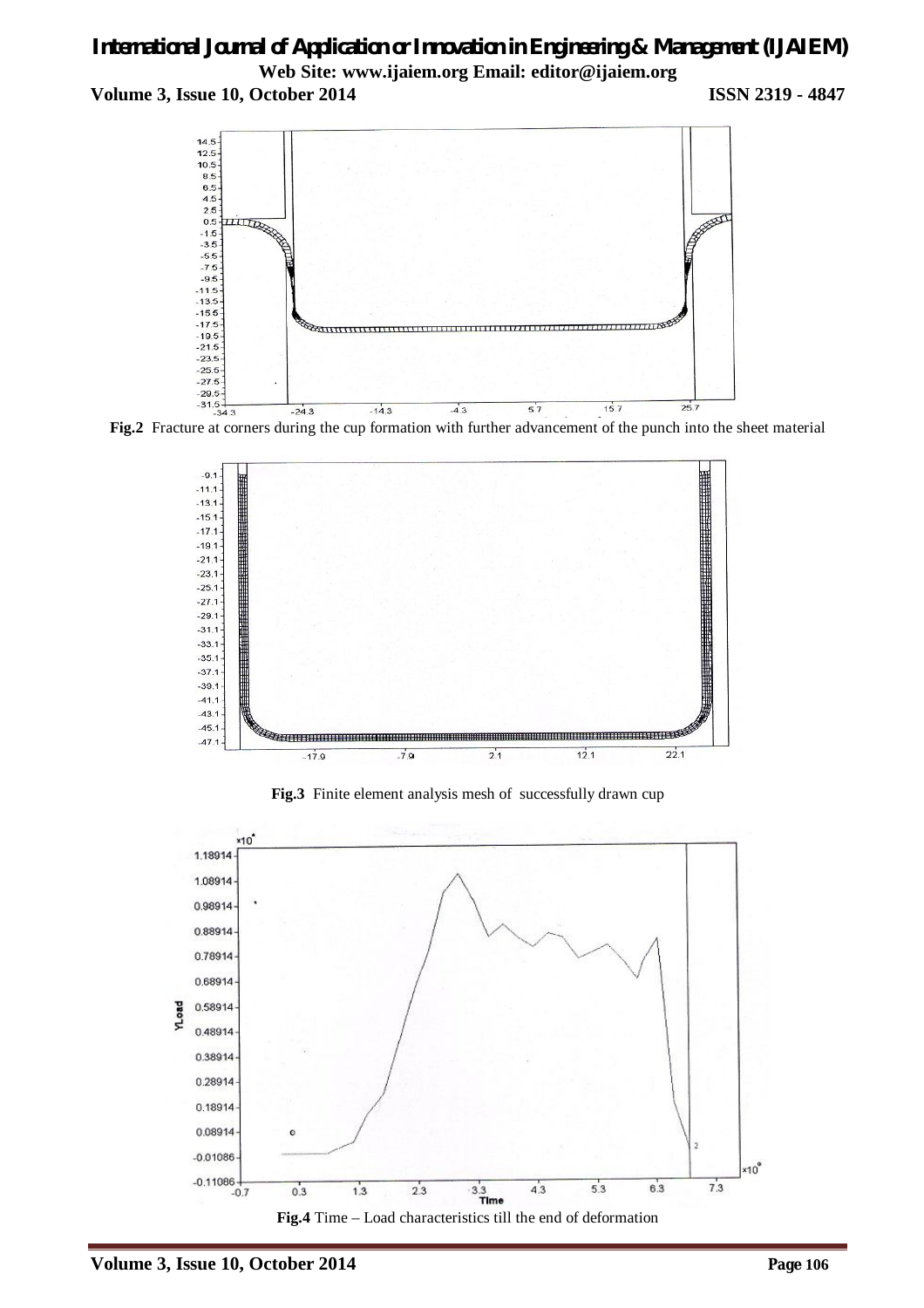**Fig.2** Fracture at corners during the cup formation with further advancement of the punch into the sheet material

**Fig.3** Finite element analysis mesh of successfully drawn cup

**Fig.4** Time – Load characteristics till the end of deformation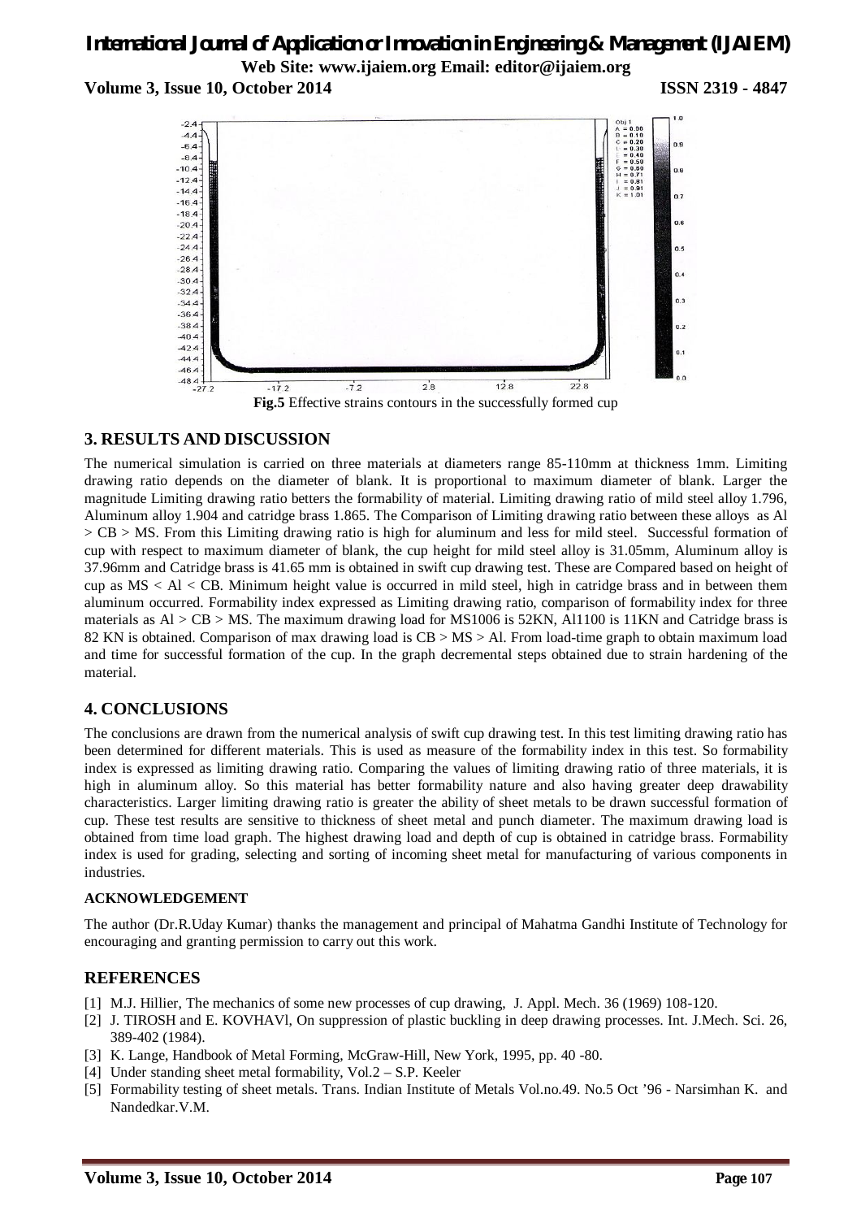**Fig.5** Effective strains contours in the successfully formed cup

## 3. RESULTS AND DISCUSSION

The numerical simulation is carried on three materials at diameters range 85-110mm at thickness 1mm. Limiting drawing ratio depends on the diameter of blank. It is proportional to maximum diameter of blank. Larger the magnitude Limiting drawing ratio betters the formability of material. Limiting drawing ratio of mild steel alloy 1.796, Aluminum alloy 1.904 and catridge brass 1.865. The Comparison of Limiting drawing ratio between these alloys as Al > CB > MS. From this Limiting drawing ratio is high for aluminum and less for mild steel. Successful formation of cup with respect to maximum diameter of blank, the cup height for mild steel alloy is 31.05mm, Aluminum alloy is 37.96mm and Catridge brass is 41.65 mm is obtained in swift cup drawing test. These are Compared based on height of cup as MS < Al < CB. Minimum height value is occurred in mild steel, high in catridge brass and in between them aluminum occurred. Formability index expressed as Limiting drawing ratio, comparison of formability index for three materials as Al > CB > MS. The maximum drawing load for MS1006 is 52KN, Al1100 is 11KN and Catridge brass is 82 KN is obtained. Comparison of max drawing load is CB > MS > Al. From load-time graph to obtain maximum load and time for successful formation of the cup. In the graph decremental steps obtained due to strain hardening of the material.

## 4. CONCLUSIONS

The conclusions are drawn from the numerical analysis of swift cup drawing test. In this test limiting drawing ratio has been determined for different materials. This is used as measure of the formability index in this test. So formability index is expressed as limiting drawing ratio. Comparing the values of limiting drawing ratio of three materials, it is high in aluminum alloy. So this material has better formability nature and also having greater deep drawability characteristics. Larger limiting drawing ratio is greater the ability of sheet metals to be drawn successful formation of cup. These test results are sensitive to thickness of sheet metal and punch diameter. The maximum drawing load is obtained from time load graph. The highest drawing load and depth of cup is obtained in catridge brass. Formability index is used for grading, selecting and sorting of incoming sheet metal for manufacturing of various components in industries.

### ACKNOWLEDGEMENT

The author (Dr.R.Uday Kumar) thanks the management and principal of Mahatma Gandhi Institute of Technology for encouraging and granting permission to carry out this work.

## REFERENCES

[1] M.J. Hillier, The mechanics of some new processes of cup drawing, J. Appl. Mech. 36 (1969) 108-120.

[2] J. TIROSH and E. KOVHAVl, On suppression of plastic buckling in deep drawing processes. Int. J.Mech. Sci. 26, 389-402 (1984).

[3] K. Lange, Handbook of Metal Forming, McGraw-Hill, New York, 1995, pp. 40 -80.

[4] Under standing sheet metal formability, Vol.2 – S.P. Keeler

[5] Formability testing of sheet metals. Trans. Indian Institute of Metals Vol.no.49. No.5 Oct '96 - Narsimhan K. and Nandedkar.V.M.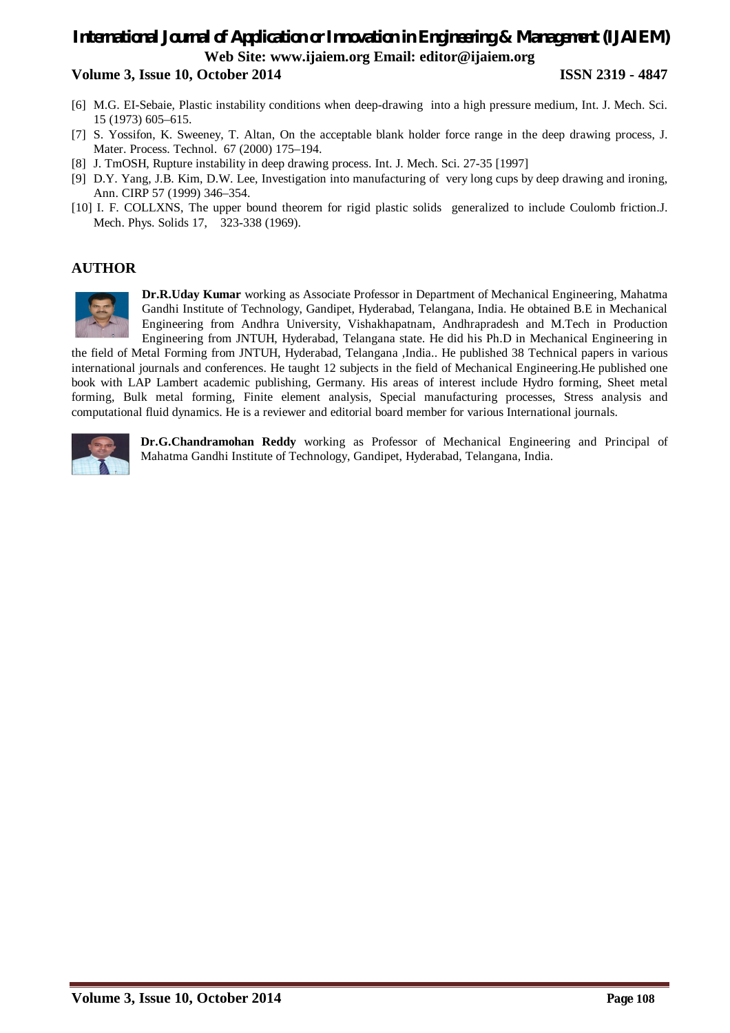[6] M.G. EI-Sebaie, Plastic instability conditions when deep-drawing into a high pressure medium, Int. J. Mech. Sci. 15 (1973) 605–615.

[7] S. Yossifon, K. Sweeney, T. Altan, On the acceptable blank holder force range in the deep drawing process, J. Mater. Process. Technol. 67 (2000) 175–194.

[8] J. TmOSH, Rupture instability in deep drawing process. Int. J. Mech. Sci. 27-35 [1997]

[9] D.Y. Yang, J.B. Kim, D.W. Lee, Investigation into manufacturing of very long cups by deep drawing and ironing, Ann. CIRP 57 (1999) 346–354.

[10] I. F. COLLXNS, The upper bound theorem for rigid plastic solids generalized to include Coulomb friction.J. Mech. Phys. Solids 17, 323-338 (1969).

## AUTHOR

**Dr.R.Uday Kumar** working as Associate Professor in Department of Mechanical Engineering, Mahatma Gandhi Institute of Technology, Gandipet, Hyderabad, Telangana, India. He obtained B.E in Mechanical Engineering from Andhra University, Vishakhapatnam, Andhrapradesh and M.Tech in Production Engineering from JNTUH, Hyderabad, Telangana state. He did his Ph.D in Mechanical Engineering in the field of Metal Forming from JNTUH, Hyderabad, Telangana ,India.. He published 38 Technical papers in various international journals and conferences. He taught 12 subjects in the field of Mechanical Engineering.He published one book with LAP Lambert academic publishing, Germany. His areas of interest include Hydro forming, Sheet metal forming, Bulk metal forming, Finite element analysis, Special manufacturing processes, Stress analysis and computational fluid dynamics. He is a reviewer and editorial board member for various International journals.

**Dr.G.Chandramohan Reddy** working as Professor of Mechanical Engineering and Principal of Mahatma Gandhi Institute of Technology, Gandipet, Hyderabad, Telangana, India.